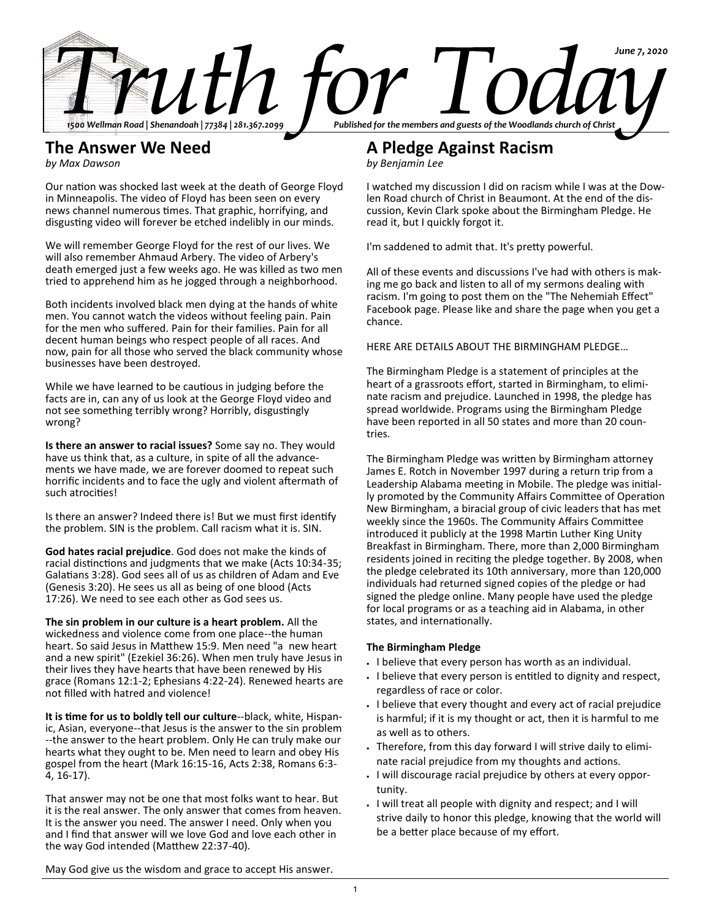# Truth for Today

*June 7, 2020*

*1500 Wellman Road | Shenandoah | 77384 | 281.367.2099*

*Published for the members and guests of the Woodlands church of Christ*

## The Answer We Need

*by Max Dawson*

Our nation was shocked last week at the death of George Floyd in Minneapolis. The video of Floyd has been seen on every news channel numerous times. That graphic, horrifying, and disgusting video will forever be etched indelibly in our minds.

We will remember George Floyd for the rest of our lives. We will also remember Ahmaud Arbery. The video of Arbery's death emerged just a few weeks ago. He was killed as two men tried to apprehend him as he jogged through a neighborhood.

Both incidents involved black men dying at the hands of white men. You cannot watch the videos without feeling pain. Pain for the men who suffered. Pain for their families. Pain for all decent human beings who respect people of all races. And now, pain for all those who served the black community whose businesses have been destroyed.

While we have learned to be cautious in judging before the facts are in, can any of us look at the George Floyd video and not see something terribly wrong? Horribly, disgustingly wrong?

**Is there an answer to racial issues?** Some say no. They would have us think that, as a culture, in spite of all the advancements we have made, we are forever doomed to repeat such horrific incidents and to face the ugly and violent aftermath of such atrocities!

Is there an answer? Indeed there is! But we must first identify the problem. SIN is the problem. Call racism what it is. SIN.

**God hates racial prejudice**. God does not make the kinds of racial distinctions and judgments that we make (Acts 10:34-35; Galatians 3:28). God sees all of us as children of Adam and Eve (Genesis 3:20). He sees us all as being of one blood (Acts 17:26). We need to see each other as God sees us.

**The sin problem in our culture is a heart problem.** All the wickedness and violence come from one place--the human heart. So said Jesus in Matthew 15:9. Men need "a new heart and a new spirit" (Ezekiel 36:26). When men truly have Jesus in their lives they have hearts that have been renewed by His grace (Romans 12:1-2; Ephesians 4:22-24). Renewed hearts are not filled with hatred and violence!

**It is time for us to boldly tell our culture**--black, white, Hispanic, Asian, everyone--that Jesus is the answer to the sin problem --the answer to the heart problem. Only He can truly make our hearts what they ought to be. Men need to learn and obey His gospel from the heart (Mark 16:15-16, Acts 2:38, Romans 6:3-4, 16-17).

That answer may not be one that most folks want to hear. But it is the real answer. The only answer that comes from heaven. It is the answer you need. The answer I need. Only when you and I find that answer will we love God and love each other in the way God intended (Matthew 22:37-40).

May God give us the wisdom and grace to accept His answer.

## A Pledge Against Racism

*by Benjamin Lee*

I watched my discussion I did on racism while I was at the Dowlen Road church of Christ in Beaumont. At the end of the discussion, Kevin Clark spoke about the Birmingham Pledge. He read it, but I quickly forgot it.

I'm saddened to admit that. It's pretty powerful.

All of these events and discussions I've had with others is making me go back and listen to all of my sermons dealing with racism. I'm going to post them on the "The Nehemiah Effect" Facebook page. Please like and share the page when you get a chance.

HERE ARE DETAILS ABOUT THE BIRMINGHAM PLEDGE…

The Birmingham Pledge is a statement of principles at the heart of a grassroots effort, started in Birmingham, to eliminate racism and prejudice. Launched in 1998, the pledge has spread worldwide. Programs using the Birmingham Pledge have been reported in all 50 states and more than 20 countries.

The Birmingham Pledge was written by Birmingham attorney James E. Rotch in November 1997 during a return trip from a Leadership Alabama meeting in Mobile. The pledge was initially promoted by the Community Affairs Committee of Operation New Birmingham, a biracial group of civic leaders that has met weekly since the 1960s. The Community Affairs Committee introduced it publicly at the 1998 Martin Luther King Unity Breakfast in Birmingham. There, more than 2,000 Birmingham residents joined in reciting the pledge together. By 2008, when the pledge celebrated its 10th anniversary, more than 120,000 individuals had returned signed copies of the pledge or had signed the pledge online. Many people have used the pledge for local programs or as a teaching aid in Alabama, in other states, and internationally.

**The Birmingham Pledge**

- I believe that every person has worth as an individual.
- I believe that every person is entitled to dignity and respect, regardless of race or color.
- I believe that every thought and every act of racial prejudice is harmful; if it is my thought or act, then it is harmful to me as well as to others.
- Therefore, from this day forward I will strive daily to eliminate racial prejudice from my thoughts and actions.
- I will discourage racial prejudice by others at every opportunity.
- I will treat all people with dignity and respect; and I will strive daily to honor this pledge, knowing that the world will be a better place because of my effort.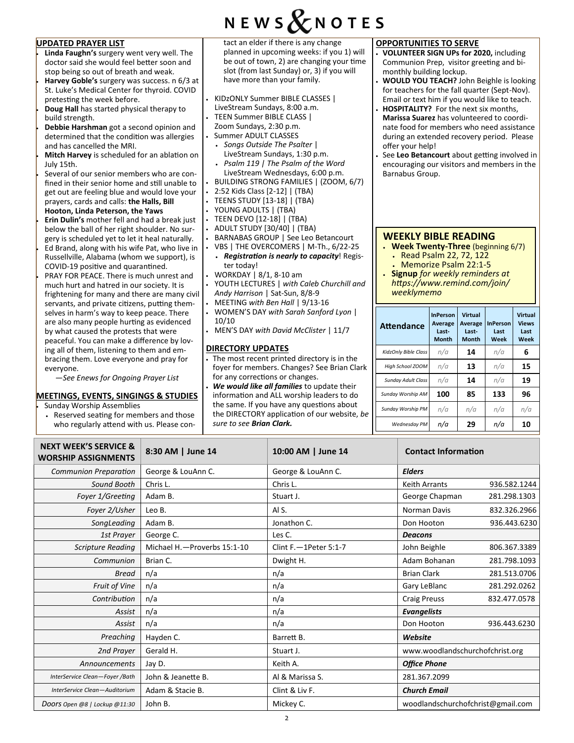# NEWS & NOTES

## UPDATED PRAYER LIST

- **Linda Faughn's** surgery went very well. The doctor said she would feel better soon and stop being so out of breath and weak.
- **Harvey Goble's** surgery was success. n 6/3 at St. Luke's Medical Center for thyroid. COVID pretesting the week before.
- **Doug Hall** has started physical therapy to build strength.
- **Debbie Harshman** got a second opinion and determined that the condition was allergies and has cancelled the MRI.
- **Mitch Harvey** is scheduled for an ablation on July 15th.
- Several of our senior members who are confined in their senior home and still unable to get out are feeling blue and would love your prayers, cards and calls: **the Halls, Bill Hooton, Linda Peterson, the Yaws**
- **Erin Dulin's** mother fell and had a break just below the ball of her right shoulder. No surgery is scheduled yet to let it heal naturally.
- Ed Brand, along with his wife Pat, who live in Russellville, Alabama (whom we support), is COVID-19 positive and quarantined.
- PRAY FOR PEACE. There is much unrest and much hurt and hatred in our society. It is frightening for many and there are many civil servants, and private citizens, putting themselves in harm's way to keep peace. There are also many people hurting as evidenced by what caused the protests that were peaceful. You can make a difference by loving all of them, listening to them and embracing them. Love everyone and pray for everyone.

*—See Enews for Ongoing Prayer List*

## MEETINGS, EVENTS, SINGINGS & STUDIES

- Sunday Worship Assemblies
  - Reserved seating for members and those who regularly attend with us. Please contact an elder if there is any change planned in upcoming weeks: if you 1) will be out of town, 2) are changing your time slot (from last Sunday) or, 3) if you will have more than your family.
- KIDzONLY Summer BIBLE CLASSES | LiveStream Sundays, 8:00 a.m.
- TEEN Summer BIBLE CLASS | Zoom Sundays, 2:30 p.m.
- Summer ADULT CLASSES
  - *Songs Outside The Psalter* | LiveStream Sundays, 1:30 p.m.
  - *Psalm 119 | The Psalm of the Word* LiveStream Wednesdays, 6:00 p.m.
- BUILDING STRONG FAMILIES | (ZOOM, 6/7)
- 2:52 Kids Class [2-12] | (TBA)
- TEENS STUDY [13-18] | (TBA)
- YOUNG ADULTS | (TBA)
- TEEN DEVO [12-18] | (TBA)
- ADULT STUDY [30/40] | (TBA)
- BARNABAS GROUP | See Leo Betancourt
- VBS | THE OVERCOMERS | M-Th., 6/22-25
  - ***Registration is nearly to capacity***! Register today!
- WORKDAY | 8/1, 8-10 am
- YOUTH LECTURES | *with Caleb Churchill and Andy Harrison* | Sat-Sun, 8/8-9
- MEETING *with Ben Hall* | 9/13-16
- WOMEN'S DAY *with Sarah Sanford Lyon* | 10/10
- MEN'S DAY *with David McClister* | 11/7

## DIRECTORY UPDATES

- The most recent printed directory is in the foyer for members. Changes? See Brian Clark for any corrections or changes.
- ***We would like all families*** to update their information and ALL worship leaders to do the same. If you have any questions about the DIRECTORY application of our website, *be sure to see **Brian Clark.***

## OPPORTUNITIES TO SERVE

- **VOLUNTEER SIGN UPs for 2020,** including Communion Prep, visitor greeting and bi-monthly building lockup.
- **WOULD YOU TEACH?** John Beighle is looking for teachers for the fall quarter (Sept-Nov). Email or text him if you would like to teach.
- **HOSPITALITY?** For the next six months, **Marissa Suarez** has volunteered to coordinate food for members who need assistance during an extended recovery period. Please offer your help!
- See **Leo Betancourt** about getting involved in encouraging our visitors and members in the Barnabus Group.

## WEEKLY BIBLE READING

- **Week Twenty-Three** (beginning 6/7)
  - Read Psalm 22, 72, 122
  - Memorize Psalm 22:1-5
- **Signup** *for weekly reminders at https://www.remind.com/join/weeklymemo*

| Attendance | InPerson Average Last-Month | Virtual Average Last-Month | InPerson Last Week | Virtual Views Last Week |
|---|---|---|---|---|
| *KidzOnly Bible Class* | *n/a* | **14** | *n/a* | **6** |
| *High School ZOOM* | *n/a* | **13** | *n/a* | **15** |
| *Sunday Adult Class* | *n/a* | **14** | *n/a* | **19** |
| *Sunday Worship AM* | **100** | **85** | **133** | **96** |
| *Sunday Worship PM* | *n/a* | *n/a* | *n/a* | *n/a* |
| *Wednesday PM* | *n/a* | **29** | *n/a* | **10** |

| NEXT WEEK'S SERVICE & WORSHIP ASSIGNMENTS | 8:30 AM \| June 14 | 10:00 AM \| June 14 | Contact Information | |
|---|---|---|---|---|
| *Communion Preparation* | George & LouAnn C. | George & LouAnn C. | ***Elders*** | |
| *Sound Booth* | Chris L. | Chris L. | Keith Arrants | 936.582.1244 |
| *Foyer 1/Greeting* | Adam B. | Stuart J. | George Chapman | 281.298.1303 |
| *Foyer 2/Usher* | Leo B. | Al S. | Norman Davis | 832.326.2966 |
| *SongLeading* | Adam B. | Jonathon C. | Don Hooton | 936.443.6230 |
| *1st Prayer* | George C. | Les C. | ***Deacons*** | |
| *Scripture Reading* | Michael H.—Proverbs 15:1-10 | Clint F.—1Peter 5:1-7 | John Beighle | 806.367.3389 |
| *Communion* | Brian C. | Dwight H. | Adam Bohanan | 281.798.1093 |
| *Bread* | n/a | n/a | Brian Clark | 281.513.0706 |
| *Fruit of Vine* | n/a | n/a | Gary LeBlanc | 281.292.0262 |
| *Contribution* | n/a | n/a | Craig Preuss | 832.477.0578 |
| *Assist* | n/a | n/a | ***Evangelists*** | |
| *Assist* | n/a | n/a | Don Hooton | 936.443.6230 |
| *Preaching* | Hayden C. | Barrett B. | ***Website*** | |
| *2nd Prayer* | Gerald H. | Stuart J. | www.woodlandschurchofchrist.org | |
| *Announcements* | Jay D. | Keith A. | ***Office Phone*** | |
| *InterService Clean—Foyer /Bath* | John & Jeanette B. | Al & Marissa S. | 281.367.2099 | |
| *InterService Clean—Auditorium* | Adam & Stacie B. | Clint & Liv F. | ***Church Email*** | |
| *Doors Open @8 \| Lockup @11:30* | John B. | Mickey C. | woodlandschurchofchrist@gmail.com | |